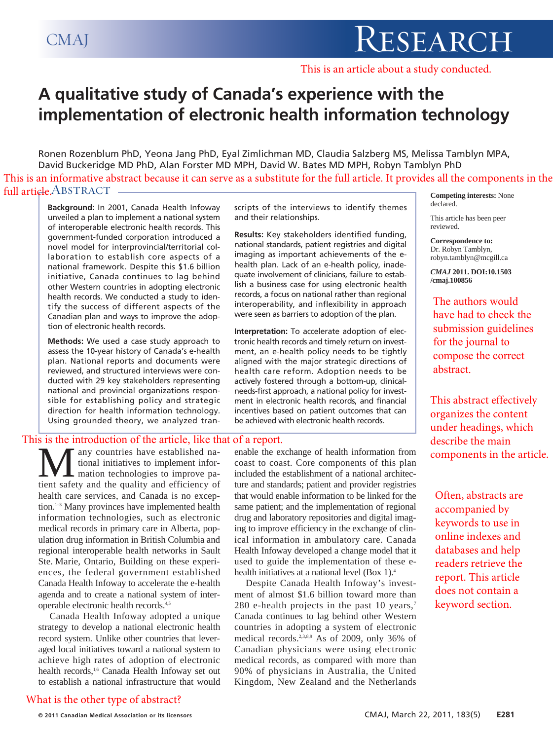CMAJ

# Research

This is an article about a study conducted.

# A qualitative study of Canada's experience with the implementation of electronic health information technology

Ronen Rozenblum PhD, Yeona Jang PhD, Eyal Zimlichman MD, Claudia Salzberg MS, Melissa Tamblyn MPA, David Buckeridge MD PhD, Alan Forster MD MPH, David W. Bates MD MPH, Robyn Tamblyn PhD

This is an informative abstract because it can serve as a substitute for the full article. It provides all the components in the full article.

## Abstract

**Background:** In 2001, Canada Health Infoway unveiled a plan to implement a national system of interoperable electronic health records. This government-funded corporation introduced a novel model for interprovincial/territorial collaboration to establish core aspects of a national framework. Despite this $1.6 billion initiative, Canada continues to lag behind other Western countries in adopting electronic health records. We conducted a study to identify the success of different aspects of the Canadian plan and ways to improve the adoption of electronic health records.

**Methods:** We used a case study approach to assess the 10-year history of Canada's e-health plan. National reports and documents were reviewed, and structured interviews were conducted with 29 key stakeholders representing national and provincial organizations responsible for establishing policy and strategic direction for health information technology. Using grounded theory, we analyzed transcripts of the interviews to identify themes and their relationships.

**Results:** Key stakeholders identified funding, national standards, patient registries and digital imaging as important achievements of the e-health plan. Lack of an e-health policy, inadequate involvement of clinicians, failure to establish a business case for using electronic health records, a focus on national rather than regional interoperability, and inflexibility in approach were seen as barriers to adoption of the plan.

**Interpretation:** To accelerate adoption of electronic health records and timely return on investment, an e-health policy needs to be tightly aligned with the major strategic directions of health care reform. Adoption needs to be actively fostered through a bottom-up, clinical-needs-first approach, a national policy for investment in electronic health records, and financial incentives based on patient outcomes that can be achieved with electronic health records.

**Competing interests:** None declared.

This article has been peer reviewed.

**Correspondence to:** Dr. Robyn Tamblyn, robyn.tamblyn@mcgill.ca

*CMAJ* 2011. DOI:10.1503/cmaj.100856

The authors would have had to check the submission guidelines for the journal to compose the correct abstract.

This abstract effectively organizes the content under headings, which describe the main components in the article.

Often, abstracts are accompanied by keywords to use in online indexes and databases and help readers retrieve the report. This article does not contain a keyword section.

This is the introduction of the article, like that of a report.

Many countries have established national initiatives to implement information technologies to improve patient safety and the quality and efficiency of health care services, and Canada is no exception.[1–3] Many provinces have implemented health information technologies, such as electronic medical records in primary care in Alberta, population drug information in British Columbia and regional interoperable health networks in Sault Ste. Marie, Ontario, Building on these experiences, the federal government established Canada Health Infoway to accelerate the e-health agenda and to create a national system of interoperable electronic health records.[4,5]

Canada Health Infoway adopted a unique strategy to develop a national electronic health record system. Unlike other countries that leveraged local initiatives toward a national system to achieve high rates of adoption of electronic health records,[1,6] Canada Health Infoway set out to establish a national infrastructure that would enable the exchange of health information from coast to coast. Core components of this plan included the establishment of a national architecture and standards; patient and provider registries that would enable information to be linked for the same patient; and the implementation of regional drug and laboratory repositories and digital imaging to improve efficiency in the exchange of clinical information in ambulatory care. Canada Health Infoway developed a change model that it used to guide the implementation of these e-health initiatives at a national level (Box 1).[4]

Despite Canada Health Infoway's investment of almost $1.6 billion toward more than 280 e-health projects in the past 10 years,[7] Canada continues to lag behind other Western countries in adopting a system of electronic medical records.[2,3,8,9] As of 2009, only 36% of Canadian physicians were using electronic medical records, as compared with more than 90% of physicians in Australia, the United Kingdom, New Zealand and the Netherlands

What is the other type of abstract?

© 2011 Canadian Medical Association or its licensors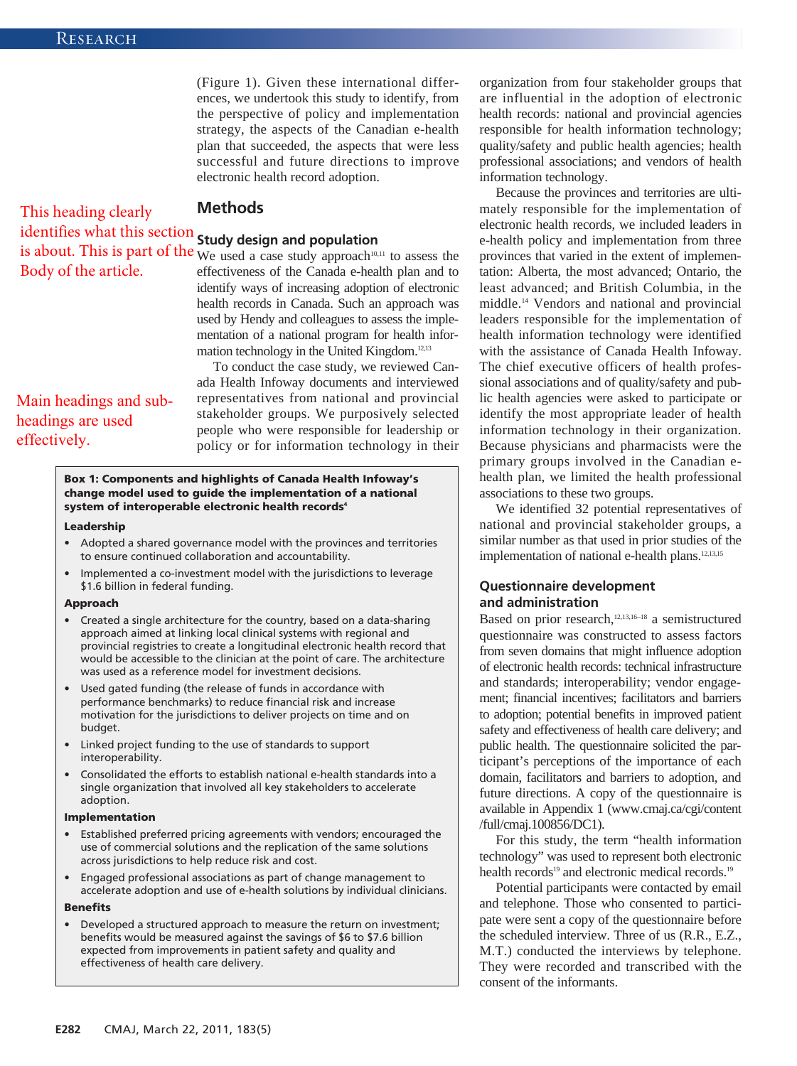(Figure 1). Given these international differences, we undertook this study to identify, from the perspective of policy and implementation strategy, the aspects of the Canadian e-health plan that succeeded, the aspects that were less successful and future directions to improve electronic health record adoption.

This heading clearly identifies what this section is about. This is part of the Body of the article.

## Methods

### Study design and population

We used a case study approach[10,11] to assess the effectiveness of the Canada e-health plan and to identify ways of increasing adoption of electronic health records in Canada. Such an approach was used by Hendy and colleagues to assess the implementation of a national program for health information technology in the United Kingdom.[12,13]

Main headings and subheadings are used effectively.

To conduct the case study, we reviewed Canada Health Infoway documents and interviewed representatives from national and provincial stakeholder groups. We purposively selected people who were responsible for leadership or policy or for information technology in their organization from four stakeholder groups that are influential in the adoption of electronic health records: national and provincial agencies responsible for health information technology; quality/safety and public health agencies; health professional associations; and vendors of health information technology.

Because the provinces and territories are ultimately responsible for the implementation of electronic health records, we included leaders in e-health policy and implementation from three provinces that varied in the extent of implementation: Alberta, the most advanced; Ontario, the least advanced; and British Columbia, in the middle.[14] Vendors and national and provincial leaders responsible for the implementation of health information technology were identified with the assistance of Canada Health Infoway. The chief executive officers of health professional associations and of quality/safety and public health agencies were asked to participate or identify the most appropriate leader of health information technology in their organization. Because physicians and pharmacists were the primary groups involved in the Canadian e-health plan, we limited the health professional associations to these two groups.

We identified 32 potential representatives of national and provincial stakeholder groups, a similar number as that used in prior studies of the implementation of national e-health plans.[12,13,15]

> **Box 1: Components and highlights of Canada Health Infoway's change model used to guide the implementation of a national system of interoperable electronic health records[4]**
>
> **Leadership**
>
> - Adopted a shared governance model with the provinces and territories to ensure continued collaboration and accountability.
> - Implemented a co-investment model with the jurisdictions to leverage $1.6 billion in federal funding.
>
> **Approach**
>
> - Created a single architecture for the country, based on a data-sharing approach aimed at linking local clinical systems with regional and provincial registries to create a longitudinal electronic health record that would be accessible to the clinician at the point of care. The architecture was used as a reference model for investment decisions.
> - Used gated funding (the release of funds in accordance with performance benchmarks) to reduce financial risk and increase motivation for the jurisdictions to deliver projects on time and on budget.
> - Linked project funding to the use of standards to support interoperability.
> - Consolidated the efforts to establish national e-health standards into a single organization that involved all key stakeholders to accelerate adoption.
>
> **Implementation**
>
> - Established preferred pricing agreements with vendors; encouraged the use of commercial solutions and the replication of the same solutions across jurisdictions to help reduce risk and cost.
> - Engaged professional associations as part of change management to accelerate adoption and use of e-health solutions by individual clinicians.
>
> **Benefits**
>
> - Developed a structured approach to measure the return on investment; benefits would be measured against the savings of $6 to $7.6 billion expected from improvements in patient safety and quality and effectiveness of health care delivery.

### Questionnaire development and administration

Based on prior research,[12,13,16–18] a semistructured questionnaire was constructed to assess factors from seven domains that might influence adoption of electronic health records: technical infrastructure and standards; interoperability; vendor engagement; financial incentives; facilitators and barriers to adoption; potential benefits in improved patient safety and effectiveness of health care delivery; and public health. The questionnaire solicited the participant's perceptions of the importance of each domain, facilitators and barriers to adoption, and future directions. A copy of the questionnaire is available in Appendix 1 (www.cmaj.ca/cgi/content/full/cmaj.100856/DC1).

For this study, the term "health information technology" was used to represent both electronic health records[19] and electronic medical records.[19]

Potential participants were contacted by email and telephone. Those who consented to participate were sent a copy of the questionnaire before the scheduled interview. Three of us (R.R., E.Z., M.T.) conducted the interviews by telephone. They were recorded and transcribed with the consent of the informants.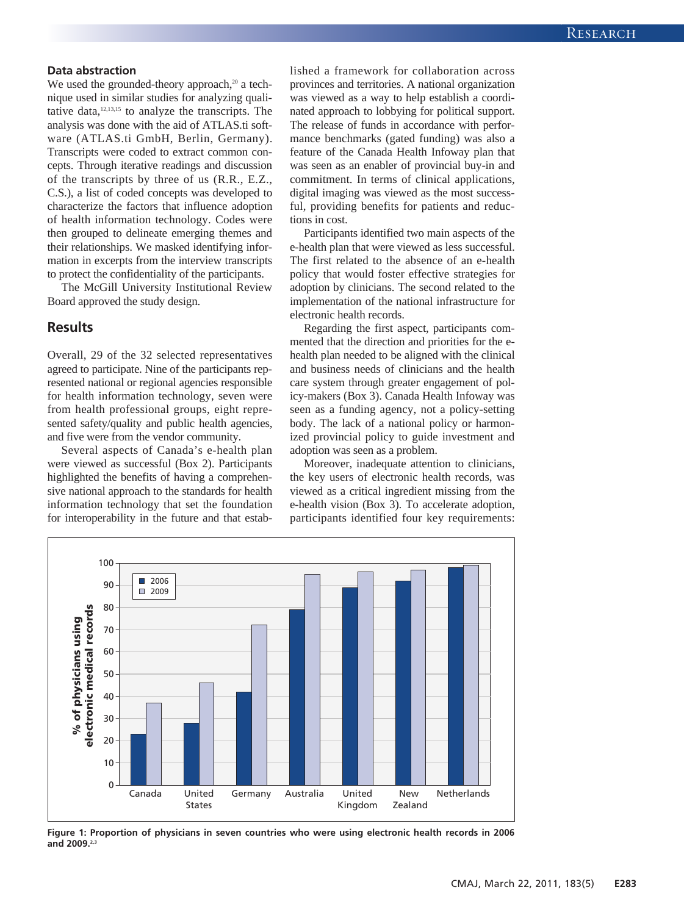### Data abstraction

We used the grounded-theory approach,[20] a technique used in similar studies for analyzing qualitative data,[12,13,15] to analyze the transcripts. The analysis was done with the aid of ATLAS.ti software (ATLAS.ti GmbH, Berlin, Germany). Transcripts were coded to extract common concepts. Through iterative readings and discussion of the transcripts by three of us (R.R., E.Z., C.S.), a list of coded concepts was developed to characterize the factors that influence adoption of health information technology. Codes were then grouped to delineate emerging themes and their relationships. We masked identifying information in excerpts from the interview transcripts to protect the confidentiality of the participants.

The McGill University Institutional Review Board approved the study design.

## Results

Overall, 29 of the 32 selected representatives agreed to participate. Nine of the participants represented national or regional agencies responsible for health information technology, seven were from health professional groups, eight represented safety/quality and public health agencies, and five were from the vendor community.

Several aspects of Canada's e-health plan were viewed as successful (Box 2). Participants highlighted the benefits of having a comprehensive national approach to the standards for health information technology that set the foundation for interoperability in the future and that established a framework for collaboration across provinces and territories. A national organization was viewed as a way to help establish a coordinated approach to lobbying for political support. The release of funds in accordance with performance benchmarks (gated funding) was also a feature of the Canada Health Infoway plan that was seen as an enabler of provincial buy-in and commitment. In terms of clinical applications, digital imaging was viewed as the most successful, providing benefits for patients and reductions in cost.

Participants identified two main aspects of the e-health plan that were viewed as less successful. The first related to the absence of an e-health policy that would foster effective strategies for adoption by clinicians. The second related to the implementation of the national infrastructure for electronic health records.

Regarding the first aspect, participants commented that the direction and priorities for the e-health plan needed to be aligned with the clinical and business needs of clinicians and the health care system through greater engagement of policy-makers (Box 3). Canada Health Infoway was seen as a funding agency, not a policy-setting body. The lack of a national policy or harmonized provincial policy to guide investment and adoption was seen as a problem.

Moreover, inadequate attention to clinicians, the key users of electronic health records, was viewed as a critical ingredient missing from the e-health vision (Box 3). To accelerate adoption, participants identified four key requirements:

Figure 1: Proportion of physicians in seven countries who were using electronic health records in 2006 and 2009.[2,3]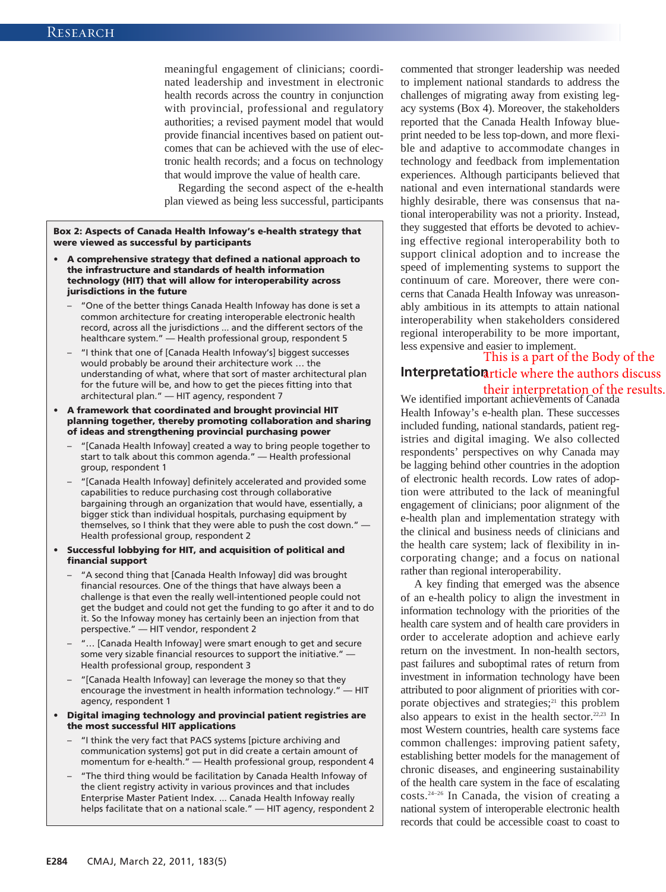meaningful engagement of clinicians; coordinated leadership and investment in electronic health records across the country in conjunction with provincial, professional and regulatory authorities; a revised payment model that would provide financial incentives based on patient outcomes that can be achieved with the use of electronic health records; and a focus on technology that would improve the value of health care.

Regarding the second aspect of the e-health plan viewed as being less successful, participants commented that stronger leadership was needed to implement national standards to address the challenges of migrating away from existing legacy systems (Box 4). Moreover, the stakeholders reported that the Canada Health Infoway blueprint needed to be less top-down, and more flexible and adaptive to accommodate changes in technology and feedback from implementation experiences. Although participants believed that national and even international standards were highly desirable, there was consensus that national interoperability was not a priority. Instead, they suggested that efforts be devoted to achieving effective regional interoperability both to support clinical adoption and to increase the speed of implementing systems to support the continuum of care. Moreover, there were concerns that Canada Health Infoway was unreasonably ambitious in its attempts to attain national interoperability when stakeholders considered regional interoperability to be more important, less expensive and easier to implement.

## Interpretation

This is a part of the Body of the article where the authors discuss their interpretation of the results.

We identified important achievements of Canada Health Infoway's e-health plan. These successes included funding, national standards, patient registries and digital imaging. We also collected respondents' perspectives on why Canada may be lagging behind other countries in the adoption of electronic health records. Low rates of adoption were attributed to the lack of meaningful engagement of clinicians; poor alignment of the e-health plan and implementation strategy with the clinical and business needs of clinicians and the health care system; lack of flexibility in incorporating change; and a focus on national rather than regional interoperability.

A key finding that emerged was the absence of an e-health policy to align the investment in information technology with the priorities of the health care system and of health care providers in order to accelerate adoption and achieve early return on the investment. In non-health sectors, past failures and suboptimal rates of return from investment in information technology have been attributed to poor alignment of priorities with corporate objectives and strategies;[21] this problem also appears to exist in the health sector.[22,23] In most Western countries, health care systems face common challenges: improving patient safety, establishing better models for the management of chronic diseases, and engineering sustainability of the health care system in the face of escalating costs.[24–26] In Canada, the vision of creating a national system of interoperable electronic health records that could be accessible coast to coast to

**Box 2: Aspects of Canada Health Infoway's e-health strategy that were viewed as successful by participants**

- **A comprehensive strategy that defined a national approach to the infrastructure and standards of health information technology (HIT) that will allow for interoperability across jurisdictions in the future**
  - "One of the better things Canada Health Infoway has done is set a common architecture for creating interoperable electronic health record, across all the jurisdictions ... and the different sectors of the healthcare system." — Health professional group, respondent 5
  - "I think that one of [Canada Health Infoway's] biggest successes would probably be around their architecture work … the understanding of what, where that sort of master architectural plan for the future will be, and how to get the pieces fitting into that architectural plan." — HIT agency, respondent 7
- **A framework that coordinated and brought provincial HIT planning together, thereby promoting collaboration and sharing of ideas and strengthening provincial purchasing power**
  - "[Canada Health Infoway] created a way to bring people together to start to talk about this common agenda." — Health professional group, respondent 1
  - "[Canada Health Infoway] definitely accelerated and provided some capabilities to reduce purchasing cost through collaborative bargaining through an organization that would have, essentially, a bigger stick than individual hospitals, purchasing equipment by themselves, so I think that they were able to push the cost down." — Health professional group, respondent 2
- **Successful lobbying for HIT, and acquisition of political and financial support**
  - "A second thing that [Canada Health Infoway] did was brought financial resources. One of the things that have always been a challenge is that even the really well-intentioned people could not get the budget and could not get the funding to go after it and to do it. So the Infoway money has certainly been an injection from that perspective." — HIT vendor, respondent 2
  - "… [Canada Health Infoway] were smart enough to get and secure some very sizable financial resources to support the initiative." — Health professional group, respondent 3
  - "[Canada Health Infoway] can leverage the money so that they encourage the investment in health information technology." — HIT agency, respondent 1
- **Digital imaging technology and provincial patient registries are the most successful HIT applications**
  - "I think the very fact that PACS systems [picture archiving and communication systems] got put in did create a certain amount of momentum for e-health." — Health professional group, respondent 4
  - "The third thing would be facilitation by Canada Health Infoway of the client registry activity in various provinces and that includes Enterprise Master Patient Index. ... Canada Health Infoway really helps facilitate that on a national scale." — HIT agency, respondent 2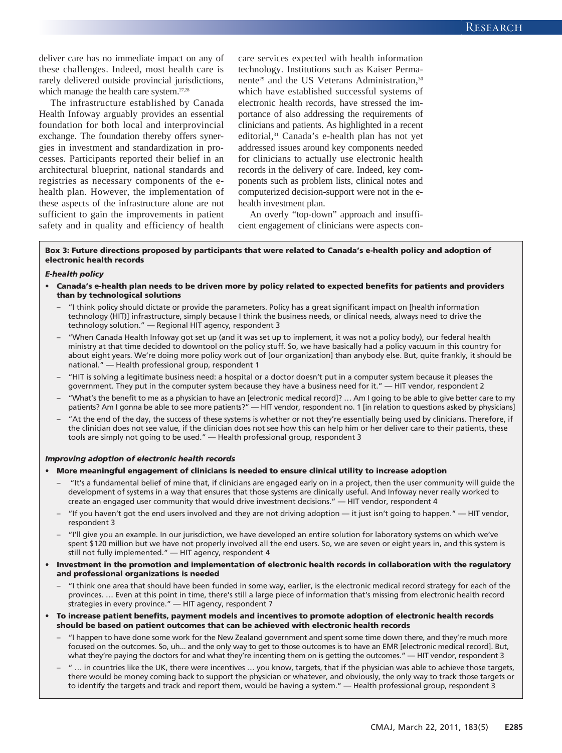deliver care has no immediate impact on any of these challenges. Indeed, most health care is rarely delivered outside provincial jurisdictions, which manage the health care system.[27,28]

The infrastructure established by Canada Health Infoway arguably provides an essential foundation for both local and interprovincial exchange. The foundation thereby offers synergies in investment and standardization in processes. Participants reported their belief in an architectural blueprint, national standards and registries as necessary components of the e-health plan. However, the implementation of these aspects of the infrastructure alone are not sufficient to gain the improvements in patient safety and in quality and efficiency of health care services expected with health information technology. Institutions such as Kaiser Permanente[29] and the US Veterans Administration,[30] which have established successful systems of electronic health records, have stressed the importance of also addressing the requirements of clinicians and patients. As highlighted in a recent editorial,[31] Canada's e-health plan has not yet addressed issues around key components needed for clinicians to actually use electronic health records in the delivery of care. Indeed, key components such as problem lists, clinical notes and computerized decision-support were not in the e-health investment plan.

An overly "top-down" approach and insufficient engagement of clinicians were aspects con-

**Box 3: Future directions proposed by participants that were related to Canada's e-health policy and adoption of electronic health records**

***E-health policy***

- **Canada's e-health plan needs to be driven more by policy related to expected benefits for patients and providers than by technological solutions**
  - "I think policy should dictate or provide the parameters. Policy has a great significant impact on [health information technology (HIT)] infrastructure, simply because I think the business needs, or clinical needs, always need to drive the technology solution." — Regional HIT agency, respondent 3
  - "When Canada Health Infoway got set up (and it was set up to implement, it was not a policy body), our federal health ministry at that time decided to downtool on the policy stuff. So, we have basically had a policy vacuum in this country for about eight years. We're doing more policy work out of [our organization] than anybody else. But, quite frankly, it should be national." — Health professional group, respondent 1
  - "HIT is solving a legitimate business need: a hospital or a doctor doesn't put in a computer system because it pleases the government. They put in the computer system because they have a business need for it." — HIT vendor, respondent 2
  - "What's the benefit to me as a physician to have an [electronic medical record]? … Am I going to be able to give better care to my patients? Am I gonna be able to see more patients?" — HIT vendor, respondent no. 1 [in relation to questions asked by physicians]
  - "At the end of the day, the success of these systems is whether or not they're essentially being used by clinicians. Therefore, if the clinician does not see value, if the clinician does not see how this can help him or her deliver care to their patients, these tools are simply not going to be used." — Health professional group, respondent 3

***Improving adoption of electronic health records***

- **More meaningful engagement of clinicians is needed to ensure clinical utility to increase adoption**
  - "It's a fundamental belief of mine that, if clinicians are engaged early on in a project, then the user community will guide the development of systems in a way that ensures that those systems are clinically useful. And Infoway never really worked to create an engaged user community that would drive investment decisions." — HIT vendor, respondent 4
  - "If you haven't got the end users involved and they are not driving adoption — it just isn't going to happen." — HIT vendor, respondent 3
  - "I'll give you an example. In our jurisdiction, we have developed an entire solution for laboratory systems on which we've spent $120 million but we have not properly involved all the end users. So, we are seven or eight years in, and this system is still not fully implemented." — HIT agency, respondent 4
- **Investment in the promotion and implementation of electronic health records in collaboration with the regulatory and professional organizations is needed**
  - "I think one area that should have been funded in some way, earlier, is the electronic medical record strategy for each of the provinces. … Even at this point in time, there's still a large piece of information that's missing from electronic health record strategies in every province." — HIT agency, respondent 7
- **To increase patient benefits, payment models and incentives to promote adoption of electronic health records should be based on patient outcomes that can be achieved with electronic health records**
  - "I happen to have done some work for the New Zealand government and spent some time down there, and they're much more focused on the outcomes. So, uh... and the only way to get to those outcomes is to have an EMR [electronic medical record]. But, what they're paying the doctors for and what they're incenting them on is getting the outcomes." — HIT vendor, respondent 3
  - " … in countries like the UK, there were incentives … you know, targets, that if the physician was able to achieve those targets, there would be money coming back to support the physician or whatever, and obviously, the only way to track those targets or to identify the targets and track and report them, would be having a system." — Health professional group, respondent 3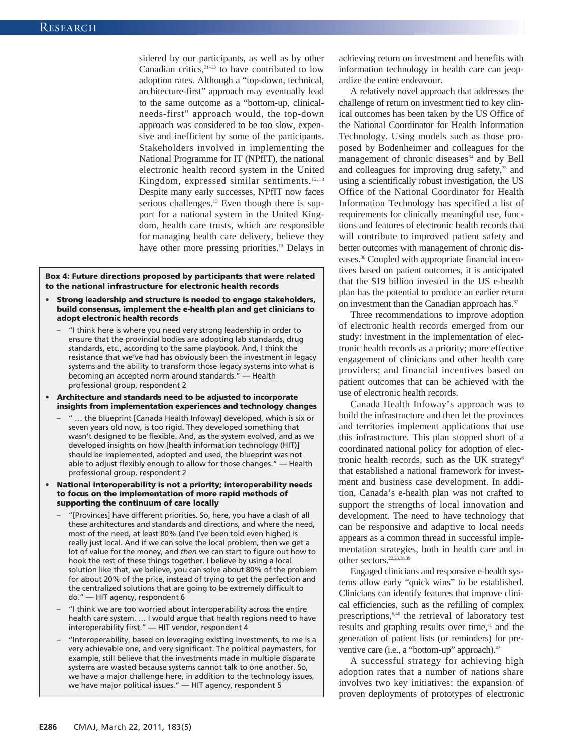sidered by our participants, as well as by other Canadian critics,[31–33] to have contributed to low adoption rates. Although a "top-down, technical, architecture-first" approach may eventually lead to the same outcome as a "bottom-up, clinical-needs-first" approach would, the top-down approach was considered to be too slow, expensive and inefficient by some of the participants. Stakeholders involved in implementing the National Programme for IT (NPfIT), the national electronic health record system in the United Kingdom, expressed similar sentiments.[12,13] Despite many early successes, NPfIT now faces serious challenges.[13] Even though there is support for a national system in the United Kingdom, health care trusts, which are responsible for managing health care delivery, believe they have other more pressing priorities.[13] Delays in achieving return on investment and benefits with information technology in health care can jeopardize the entire endeavour.

> **Box 4: Future directions proposed by participants that were related to the national infrastructure for electronic health records**
>
> - **Strong leadership and structure is needed to engage stakeholders, build consensus, implement the e-health plan and get clinicians to adopt electronic health records**
>   - "I think here is where you need very strong leadership in order to ensure that the provincial bodies are adopting lab standards, drug standards, etc., according to the same playbook. And, I think the resistance that we've had has obviously been the investment in legacy systems and the ability to transform those legacy systems into what is becoming an accepted norm around standards." — Health professional group, respondent 2
> - **Architecture and standards need to be adjusted to incorporate insights from implementation experiences and technology changes**
>   - " … the blueprint [Canada Health Infoway] developed, which is six or seven years old now, is too rigid. They developed something that wasn't designed to be flexible. And, as the system evolved, and as we developed insights on how [health information technology (HIT)] should be implemented, adopted and used, the blueprint was not able to adjust flexibly enough to allow for those changes." — Health professional group, respondent 2
> - **National interoperability is not a priority; interoperability needs to focus on the implementation of more rapid methods of supporting the continuum of care locally**
>   - "[Provinces] have different priorities. So, here, you have a clash of all these architectures and standards and directions, and where the need, most of the need, at least 80% (and I've been told even higher) is really just local. And if we can solve the local problem, then we get a lot of value for the money, and *then* we can start to figure out how to hook the rest of these things together. I believe by using a local solution like that, we believe, you can solve about 80% of the problem for about 20% of the price, instead of trying to get the perfection and the centralized solutions that are going to be extremely difficult to do." — HIT agency, respondent 6
>   - "I think we are too worried about interoperability across the entire health care system. … I would argue that health regions need to have interoperability first." — HIT vendor, respondent 4
>   - "Interoperability, based on leveraging existing investments, to me is a very achievable one, and very significant. The political paymasters, for example, still believe that the investments made in multiple disparate systems are wasted because systems cannot talk to one another. So, we have a major challenge here, in addition to the technology issues, we have major political issues." — HIT agency, respondent 5

A relatively novel approach that addresses the challenge of return on investment tied to key clinical outcomes has been taken by the US Office of the National Coordinator for Health Information Technology. Using models such as those proposed by Bodenheimer and colleagues for the management of chronic diseases[34] and by Bell and colleagues for improving drug safety,[35] and using a scientifically robust investigation, the US Office of the National Coordinator for Health Information Technology has specified a list of requirements for clinically meaningful use, functions and features of electronic health records that will contribute to improved patient safety and better outcomes with management of chronic diseases.[36] Coupled with appropriate financial incentives based on patient outcomes, it is anticipated that the $19 billion invested in the US e-health plan has the potential to produce an earlier return on investment than the Canadian approach has.[37]

Three recommendations to improve adoption of electronic health records emerged from our study: investment in the implementation of electronic health records as a priority; more effective engagement of clinicians and other health care providers; and financial incentives based on patient outcomes that can be achieved with the use of electronic health records.

Canada Health Infoway's approach was to build the infrastructure and then let the provinces and territories implement applications that use this infrastructure. This plan stopped short of a coordinated national policy for adoption of electronic health records, such as the UK strategy[6] that established a national framework for investment and business case development. In addition, Canada's e-health plan was not crafted to support the strengths of local innovation and development. The need to have technology that can be responsive and adaptive to local needs appears as a common thread in successful implementation strategies, both in health care and in other sectors.[22,23,38,39]

Engaged clinicians and responsive e-health systems allow early "quick wins" to be established. Clinicians can identify features that improve clinical efficiencies, such as the refilling of complex prescriptions,[6,40] the retrieval of laboratory test results and graphing results over time,[41] and the generation of patient lists (or reminders) for preventive care (i.e., a "bottom-up" approach).[42]

A successful strategy for achieving high adoption rates that a number of nations share involves two key initiatives: the expansion of proven deployments of prototypes of electronic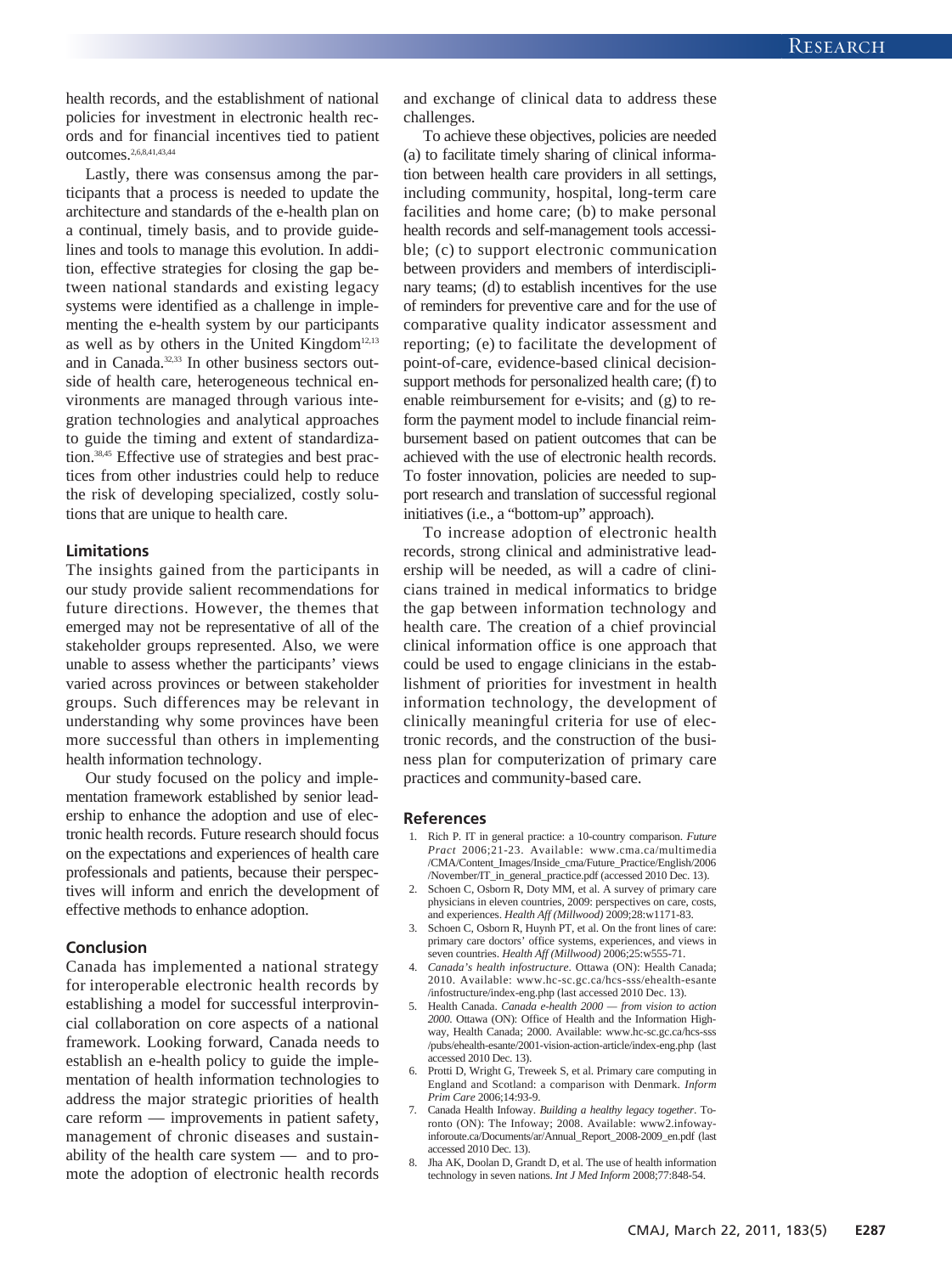health records, and the establishment of national policies for investment in electronic health records and for financial incentives tied to patient outcomes.[2,6,8,41,43,44]

Lastly, there was consensus among the participants that a process is needed to update the architecture and standards of the e-health plan on a continual, timely basis, and to provide guidelines and tools to manage this evolution. In addition, effective strategies for closing the gap between national standards and existing legacy systems were identified as a challenge in implementing the e-health system by our participants as well as by others in the United Kingdom[12,13] and in Canada.[32,33] In other business sectors outside of health care, heterogeneous technical environments are managed through various integration technologies and analytical approaches to guide the timing and extent of standardization.[38,45] Effective use of strategies and best practices from other industries could help to reduce the risk of developing specialized, costly solutions that are unique to health care.

### Limitations

The insights gained from the participants in our study provide salient recommendations for future directions. However, the themes that emerged may not be representative of all of the stakeholder groups represented. Also, we were unable to assess whether the participants' views varied across provinces or between stakeholder groups. Such differences may be relevant in understanding why some provinces have been more successful than others in implementing health information technology.

Our study focused on the policy and implementation framework established by senior leadership to enhance the adoption and use of electronic health records. Future research should focus on the expectations and experiences of health care professionals and patients, because their perspectives will inform and enrich the development of effective methods to enhance adoption.

### Conclusion

Canada has implemented a national strategy for interoperable electronic health records by establishing a model for successful interprovincial collaboration on core aspects of a national framework. Looking forward, Canada needs to establish an e-health policy to guide the implementation of health information technologies to address the major strategic priorities of health care reform — improvements in patient safety, management of chronic diseases and sustainability of the health care system — and to promote the adoption of electronic health records and exchange of clinical data to address these challenges.

To achieve these objectives, policies are needed (a) to facilitate timely sharing of clinical information between health care providers in all settings, including community, hospital, long-term care facilities and home care; (b) to make personal health records and self-management tools accessible; (c) to support electronic communication between providers and members of interdisciplinary teams; (d) to establish incentives for the use of reminders for preventive care and for the use of comparative quality indicator assessment and reporting; (e) to facilitate the development of point-of-care, evidence-based clinical decision-support methods for personalized health care; (f) to enable reimbursement for e-visits; and (g) to reform the payment model to include financial reimbursement based on patient outcomes that can be achieved with the use of electronic health records. To foster innovation, policies are needed to support research and translation of successful regional initiatives (i.e., a "bottom-up" approach).

To increase adoption of electronic health records, strong clinical and administrative leadership will be needed, as will a cadre of clinicians trained in medical informatics to bridge the gap between information technology and health care. The creation of a chief provincial clinical information office is one approach that could be used to engage clinicians in the establishment of priorities for investment in health information technology, the development of clinically meaningful criteria for use of electronic records, and the construction of the business plan for computerization of primary care practices and community-based care.

### References

1. Rich P. IT in general practice: a 10-country comparison. *Future Pract* 2006;21-23. Available: www.cma.ca/multimedia/CMA/Content_Images/Inside_cma/Future_Practice/English/2006/November/IT_in_general_practice.pdf (accessed 2010 Dec. 13).
2. Schoen C, Osborn R, Doty MM, et al. A survey of primary care physicians in eleven countries, 2009: perspectives on care, costs, and experiences. *Health Aff (Millwood)* 2009;28:w1171-83.
3. Schoen C, Osborn R, Huynh PT, et al. On the front lines of care: primary care doctors' office systems, experiences, and views in seven countries. *Health Aff (Millwood)* 2006;25:w555-71.
4. *Canada's health infostructure*. Ottawa (ON): Health Canada; 2010. Available: www.hc-sc.gc.ca/hcs-sss/ehealth-esante/infostructure/index-eng.php (last accessed 2010 Dec. 13).
5. Health Canada. *Canada e-health 2000 — from vision to action 2000*. Ottawa (ON): Office of Health and the Information Highway, Health Canada; 2000. Available: www.hc-sc.gc.ca/hcs-sss/pubs/ehealth-esante/2001-vision-action-article/index-eng.php (last accessed 2010 Dec. 13).
6. Protti D, Wright G, Treweek S, et al. Primary care computing in England and Scotland: a comparison with Denmark. *Inform Prim Care* 2006;14:93-9.
7. Canada Health Infoway. *Building a healthy legacy together*. Toronto (ON): The Infoway; 2008. Available: www2.infoway-inforoute.ca/Documents/ar/Annual_Report_2008-2009_en.pdf (last accessed 2010 Dec. 13).
8. Jha AK, Doolan D, Grandt D, et al. The use of health information technology in seven nations. *Int J Med Inform* 2008;77:848-54.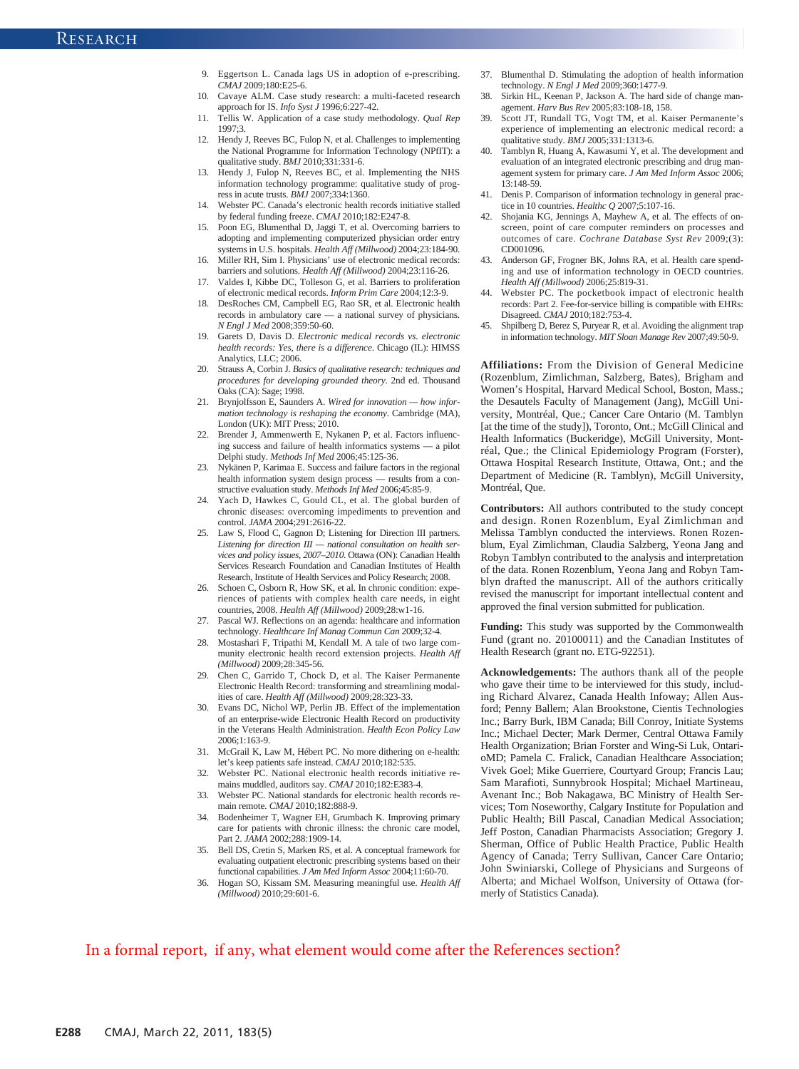9. Eggertson L. Canada lags US in adoption of e-prescribing. *CMAJ* 2009;180:E25-6.
10. Cavaye ALM. Case study research: a multi-faceted research approach for IS. *Info Syst J* 1996;6:227-42.
11. Tellis W. Application of a case study methodology. *Qual Rep* 1997;3.
12. Hendy J, Reeves BC, Fulop N, et al. Challenges to implementing the National Programme for Information Technology (NPfIT): a qualitative study. *BMJ* 2010;331:331-6.
13. Hendy J, Fulop N, Reeves BC, et al. Implementing the NHS information technology programme: qualitative study of progress in acute trusts. *BMJ* 2007;334:1360.
14. Webster PC. Canada's electronic health records initiative stalled by federal funding freeze. *CMAJ* 2010;182:E247-8.
15. Poon EG, Blumenthal D, Jaggi T, et al. Overcoming barriers to adopting and implementing computerized physician order entry systems in U.S. hospitals. *Health Aff (Millwood)* 2004;23:184-90.
16. Miller RH, Sim I. Physicians' use of electronic medical records: barriers and solutions. *Health Aff (Millwood)* 2004;23:116-26.
17. Valdes I, Kibbe DC, Tolleson G, et al. Barriers to proliferation of electronic medical records. *Inform Prim Care* 2004;12:3-9.
18. DesRoches CM, Campbell EG, Rao SR, et al. Electronic health records in ambulatory care — a national survey of physicians. *N Engl J Med* 2008;359:50-60.
19. Garets D, Davis D. *Electronic medical records vs. electronic health records: Yes, there is a difference.* Chicago (IL): HIMSS Analytics, LLC; 2006.
20. Strauss A, Corbin J. *Basics of qualitative research: techniques and procedures for developing grounded theory*. 2nd ed. Thousand Oaks (CA): Sage; 1998.
21. Brynjolfsson E, Saunders A. *Wired for innovation — how information technology is reshaping the economy*. Cambridge (MA), London (UK): MIT Press; 2010.
22. Brender J, Ammenwerth E, Nykanen P, et al. Factors influencing success and failure of health informatics systems — a pilot Delphi study. *Methods Inf Med* 2006;45:125-36.
23. Nykänen P, Karimaa E. Success and failure factors in the regional health information system design process — results from a constructive evaluation study. *Methods Inf Med* 2006;45:85-9.
24. Yach D, Hawkes C, Gould CL, et al. The global burden of chronic diseases: overcoming impediments to prevention and control. *JAMA* 2004;291:2616-22.
25. Law S, Flood C, Gagnon D; Listening for Direction III partners. *Listening for direction III — national consultation on health services and policy issues, 2007–2010.* Ottawa (ON): Canadian Health Services Research Foundation and Canadian Institutes of Health Research, Institute of Health Services and Policy Research; 2008.
26. Schoen C, Osborn R, How SK, et al. In chronic condition: experiences of patients with complex health care needs, in eight countries, 2008. *Health Aff (Millwood)* 2009;28:w1-16.
27. Pascal WJ. Reflections on an agenda: healthcare and information technology. *Healthcare Inf Manag Commun Can* 2009;32-4.
28. Mostashari F, Tripathi M, Kendall M. A tale of two large community electronic health record extension projects. *Health Aff (Millwood)* 2009;28:345-56.
29. Chen C, Garrido T, Chock D, et al. The Kaiser Permanente Electronic Health Record: transforming and streamlining modalities of care. *Health Aff (Millwood)* 2009;28:323-33.
30. Evans DC, Nichol WP, Perlin JB. Effect of the implementation of an enterprise-wide Electronic Health Record on productivity in the Veterans Health Administration. *Health Econ Policy Law* 2006;1:163-9.
31. McGrail K, Law M, Hébert PC. No more dithering on e-health: let's keep patients safe instead. *CMAJ* 2010;182:535.
32. Webster PC. National electronic health records initiative remains muddled, auditors say. *CMAJ* 2010;182:E383-4.
33. Webster PC. National standards for electronic health records remain remote. *CMAJ* 2010;182:888-9.
34. Bodenheimer T, Wagner EH, Grumbach K. Improving primary care for patients with chronic illness: the chronic care model, Part 2. *JAMA* 2002;288:1909-14.
35. Bell DS, Cretin S, Marken RS, et al. A conceptual framework for evaluating outpatient electronic prescribing systems based on their functional capabilities. *J Am Med Inform Assoc* 2004;11:60-70.
36. Hogan SO, Kissam SM. Measuring meaningful use. *Health Aff (Millwood)* 2010;29:601-6.
37. Blumenthal D. Stimulating the adoption of health information technology. *N Engl J Med* 2009;360:1477-9.
38. Sirkin HL, Keenan P, Jackson A. The hard side of change management. *Harv Bus Rev* 2005;83:108-18, 158.
39. Scott JT, Rundall TG, Vogt TM, et al. Kaiser Permanente's experience of implementing an electronic medical record: a qualitative study. *BMJ* 2005;331:1313-6.
40. Tamblyn R, Huang A, Kawasumi Y, et al. The development and evaluation of an integrated electronic prescribing and drug management system for primary care. *J Am Med Inform Assoc* 2006; 13:148-59.
41. Denis P. Comparison of information technology in general practice in 10 countries. *Healthc Q* 2007;5:107-16.
42. Shojania KG, Jennings A, Mayhew A, et al. The effects of on-screen, point of care computer reminders on processes and outcomes of care. *Cochrane Database Syst Rev* 2009;(3): CD001096.
43. Anderson GF, Frogner BK, Johns RA, et al. Health care spending and use of information technology in OECD countries. *Health Aff (Millwood)* 2006;25:819-31.
44. Webster PC. The pocketbook impact of electronic health records: Part 2. Fee-for-service billing is compatible with EHRs: Disagreed. *CMAJ* 2010;182:753-4.
45. Shpilberg D, Berez S, Puryear R, et al. Avoiding the alignment trap in information technology. *MIT Sloan Manage Rev* 2007;49:50-9.

**Affiliations:** From the Division of General Medicine (Rozenblum, Zimlichman, Salzberg, Bates), Brigham and Women's Hospital, Harvard Medical School, Boston, Mass.; the Desautels Faculty of Management (Jang), McGill University, Montréal, Que.; Cancer Care Ontario (M. Tamblyn [at the time of the study]), Toronto, Ont.; McGill Clinical and Health Informatics (Buckeridge), McGill University, Montréal, Que.; the Clinical Epidemiology Program (Forster), Ottawa Hospital Research Institute, Ottawa, Ont.; and the Department of Medicine (R. Tamblyn), McGill University, Montréal, Que.

**Contributors:** All authors contributed to the study concept and design. Ronen Rozenblum, Eyal Zimlichman and Melissa Tamblyn conducted the interviews. Ronen Rozenblum, Eyal Zimlichman, Claudia Salzberg, Yeona Jang and Robyn Tamblyn contributed to the analysis and interpretation of the data. Ronen Rozenblum, Yeona Jang and Robyn Tamblyn drafted the manuscript. All of the authors critically revised the manuscript for important intellectual content and approved the final version submitted for publication.

**Funding:** This study was supported by the Commonwealth Fund (grant no. 20100011) and the Canadian Institutes of Health Research (grant no. ETG-92251).

**Acknowledgements:** The authors thank all of the people who gave their time to be interviewed for this study, including Richard Alvarez, Canada Health Infoway; Allen Ausford; Penny Ballem; Alan Brookstone, Cientis Technologies Inc.; Barry Burk, IBM Canada; Bill Conroy, Initiate Systems Inc.; Michael Decter; Mark Dermer, Central Ottawa Family Health Organization; Brian Forster and Wing-Si Luk, OntarioMD; Pamela C. Fralick, Canadian Healthcare Association; Vivek Goel; Mike Guerriere, Courtyard Group; Francis Lau; Sam Marafioti, Sunnybrook Hospital; Michael Martineau, Avenant Inc.; Bob Nakagawa, BC Ministry of Health Services; Tom Noseworthy, Calgary Institute for Population and Public Health; Bill Pascal, Canadian Medical Association; Jeff Poston, Canadian Pharmacists Association; Gregory J. Sherman, Office of Public Health Practice, Public Health Agency of Canada; Terry Sullivan, Cancer Care Ontario; John Swiniarski, College of Physicians and Surgeons of Alberta; and Michael Wolfson, University of Ottawa (formerly of Statistics Canada).

In a formal report, if any, what element would come after the References section?